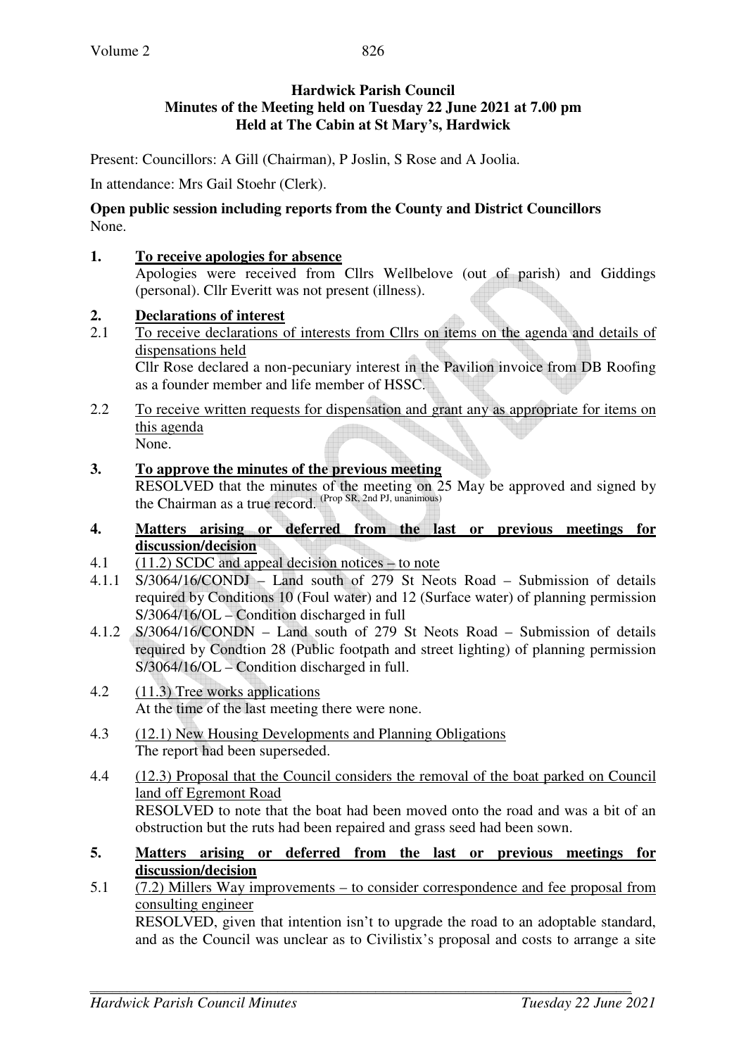**Hardwick Parish Council**
**Minutes of the Meeting held on Tuesday 22 June 2021 at 7.00 pm**
**Held at The Cabin at St Mary's, Hardwick**

Present: Councillors: A Gill (Chairman), P Joslin, S Rose and A Joolia.

In attendance: Mrs Gail Stoehr (Clerk).

**Open public session including reports from the County and District Councillors**
None.

**1. To receive apologies for absence**

Apologies were received from Cllrs Wellbelove (out of parish) and Giddings (personal). Cllr Everitt was not present (illness).

**2. Declarations of interest**

2.1 To receive declarations of interests from Cllrs on items on the agenda and details of dispensations held

Cllr Rose declared a non-pecuniary interest in the Pavilion invoice from DB Roofing as a founder member and life member of HSSC.

2.2 To receive written requests for dispensation and grant any as appropriate for items on this agenda

None.

**3. To approve the minutes of the previous meeting**

RESOLVED that the minutes of the meeting on 25 May be approved and signed by the Chairman as a true record. (Prop SR, 2nd PJ, unanimous)

**4. Matters arising or deferred from the last or previous meetings for discussion/decision**

4.1 (11.2) SCDC and appeal decision notices – to note

4.1.1 S/3064/16/CONDJ – Land south of 279 St Neots Road – Submission of details required by Conditions 10 (Foul water) and 12 (Surface water) of planning permission S/3064/16/OL – Condition discharged in full

4.1.2 S/3064/16/CONDN – Land south of 279 St Neots Road – Submission of details required by Condtion 28 (Public footpath and street lighting) of planning permission S/3064/16/OL – Condition discharged in full.

4.2 (11.3) Tree works applications

At the time of the last meeting there were none.

4.3 (12.1) New Housing Developments and Planning Obligations

The report had been superseded.

4.4 (12.3) Proposal that the Council considers the removal of the boat parked on Council land off Egremont Road

RESOLVED to note that the boat had been moved onto the road and was a bit of an obstruction but the ruts had been repaired and grass seed had been sown.

**5. Matters arising or deferred from the last or previous meetings for discussion/decision**

5.1 (7.2) Millers Way improvements – to consider correspondence and fee proposal from consulting engineer

RESOLVED, given that intention isn't to upgrade the road to an adoptable standard, and as the Council was unclear as to Civilistix's proposal and costs to arrange a site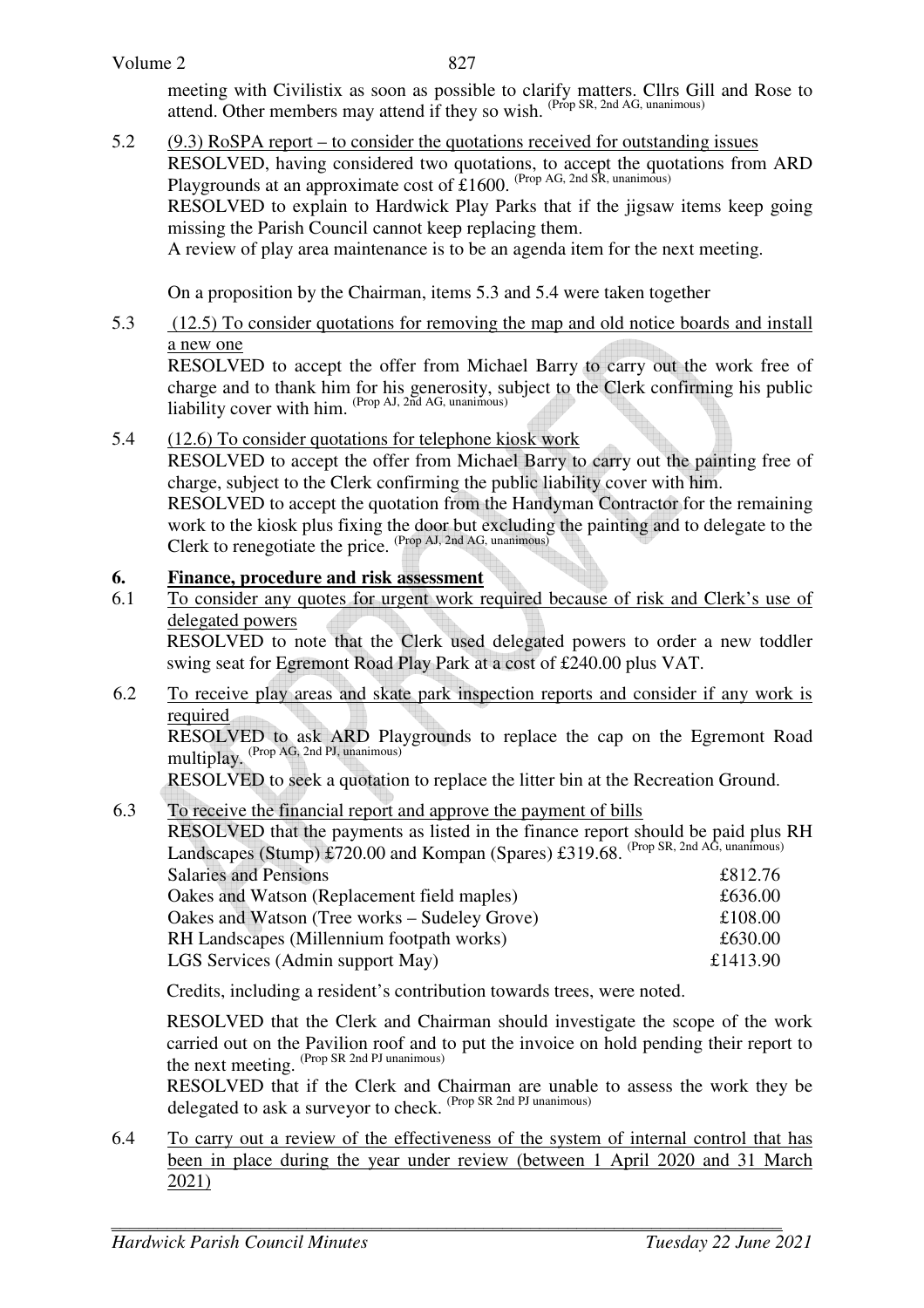meeting with Civilistix as soon as possible to clarify matters. Cllrs Gill and Rose to attend. Other members may attend if they so wish. (Prop SR, 2nd AG, unanimous)

5.2 (9.3) RoSPA report – to consider the quotations received for outstanding issues

RESOLVED, having considered two quotations, to accept the quotations from ARD Playgrounds at an approximate cost of £1600. (Prop AG, 2nd SR, unanimous)

RESOLVED to explain to Hardwick Play Parks that if the jigsaw items keep going missing the Parish Council cannot keep replacing them.

A review of play area maintenance is to be an agenda item for the next meeting.

On a proposition by the Chairman, items 5.3 and 5.4 were taken together

5.3 (12.5) To consider quotations for removing the map and old notice boards and install a new one

RESOLVED to accept the offer from Michael Barry to carry out the work free of charge and to thank him for his generosity, subject to the Clerk confirming his public liability cover with him. (Prop AJ, 2nd AG, unanimous)

5.4 (12.6) To consider quotations for telephone kiosk work

RESOLVED to accept the offer from Michael Barry to carry out the painting free of charge, subject to the Clerk confirming the public liability cover with him.

RESOLVED to accept the quotation from the Handyman Contractor for the remaining work to the kiosk plus fixing the door but excluding the painting and to delegate to the Clerk to renegotiate the price. (Prop AJ, 2nd AG, unanimous)

## 6. Finance, procedure and risk assessment

6.1 To consider any quotes for urgent work required because of risk and Clerk's use of delegated powers

RESOLVED to note that the Clerk used delegated powers to order a new toddler swing seat for Egremont Road Play Park at a cost of £240.00 plus VAT.

6.2 To receive play areas and skate park inspection reports and consider if any work is required

RESOLVED to ask ARD Playgrounds to replace the cap on the Egremont Road multiplay. (Prop AG, 2nd PJ, unanimous)

RESOLVED to seek a quotation to replace the litter bin at the Recreation Ground.

6.3 To receive the financial report and approve the payment of bills

RESOLVED that the payments as listed in the finance report should be paid plus RH Landscapes (Stump) £720.00 and Kompan (Spares) £319.68. (Prop SR, 2nd AG, unanimous)

| | |
|---|---|
| Salaries and Pensions | £812.76 |
| Oakes and Watson (Replacement field maples) | £636.00 |
| Oakes and Watson (Tree works – Sudeley Grove) | £108.00 |
| RH Landscapes (Millennium footpath works) | £630.00 |
| LGS Services (Admin support May) | £1413.90 |

Credits, including a resident's contribution towards trees, were noted.

RESOLVED that the Clerk and Chairman should investigate the scope of the work carried out on the Pavilion roof and to put the invoice on hold pending their report to the next meeting. (Prop SR 2nd PJ unanimous)

RESOLVED that if the Clerk and Chairman are unable to assess the work they be delegated to ask a surveyor to check. (Prop SR 2nd PJ unanimous)

6.4 To carry out a review of the effectiveness of the system of internal control that has been in place during the year under review (between 1 April 2020 and 31 March 2021)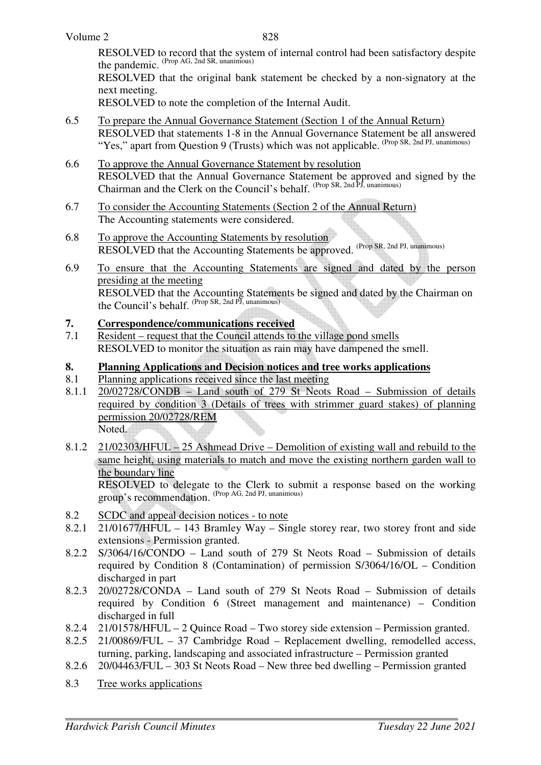RESOLVED to record that the system of internal control had been satisfactory despite the pandemic. (Prop AG, 2nd SR, unanimous)

RESOLVED that the original bank statement be checked by a non-signatory at the next meeting.

RESOLVED to note the completion of the Internal Audit.

6.5 To prepare the Annual Governance Statement (Section 1 of the Annual Return)
RESOLVED that statements 1-8 in the Annual Governance Statement be all answered "Yes," apart from Question 9 (Trusts) which was not applicable. (Prop SR, 2nd PJ, unanimous)

6.6 To approve the Annual Governance Statement by resolution
RESOLVED that the Annual Governance Statement be approved and signed by the Chairman and the Clerk on the Council's behalf. (Prop SR, 2nd PJ, unanimous)

6.7 To consider the Accounting Statements (Section 2 of the Annual Return)
The Accounting statements were considered.

6.8 To approve the Accounting Statements by resolution
RESOLVED that the Accounting Statements be approved. (Prop SR, 2nd PJ, unanimous)

6.9 To ensure that the Accounting Statements are signed and dated by the person presiding at the meeting
RESOLVED that the Accounting Statements be signed and dated by the Chairman on the Council's behalf. (Prop SR, 2nd PJ, unanimous)

## 7. Correspondence/communications received

7.1 Resident – request that the Council attends to the village pond smells
RESOLVED to monitor the situation as rain may have dampened the smell.

## 8. Planning Applications and Decision notices and tree works applications

8.1 Planning applications received since the last meeting

8.1.1 20/02728/CONDB – Land south of 279 St Neots Road – Submission of details required by condition 3 (Details of trees with strimmer guard stakes) of planning permission 20/02728/REM
Noted.

8.1.2 21/02303/HFUL – 25 Ashmead Drive – Demolition of existing wall and rebuild to the same height, using materials to match and move the existing northern garden wall to the boundary line
RESOLVED to delegate to the Clerk to submit a response based on the working group's recommendation. (Prop AG, 2nd PJ, unanimous)

8.2 SCDC and appeal decision notices - to note

8.2.1 21/01677/HFUL – 143 Bramley Way – Single storey rear, two storey front and side extensions - Permission granted.

8.2.2 S/3064/16/CONDO – Land south of 279 St Neots Road – Submission of details required by Condition 8 (Contamination) of permission S/3064/16/OL – Condition discharged in part

8.2.3 20/02728/CONDA – Land south of 279 St Neots Road – Submission of details required by Condition 6 (Street management and maintenance) – Condition discharged in full

8.2.4 21/01578/HFUL – 2 Quince Road – Two storey side extension – Permission granted.

8.2.5 21/00869/FUL – 37 Cambridge Road – Replacement dwelling, remodelled access, turning, parking, landscaping and associated infrastructure – Permission granted

8.2.6 20/04463/FUL – 303 St Neots Road – New three bed dwelling – Permission granted

8.3 Tree works applications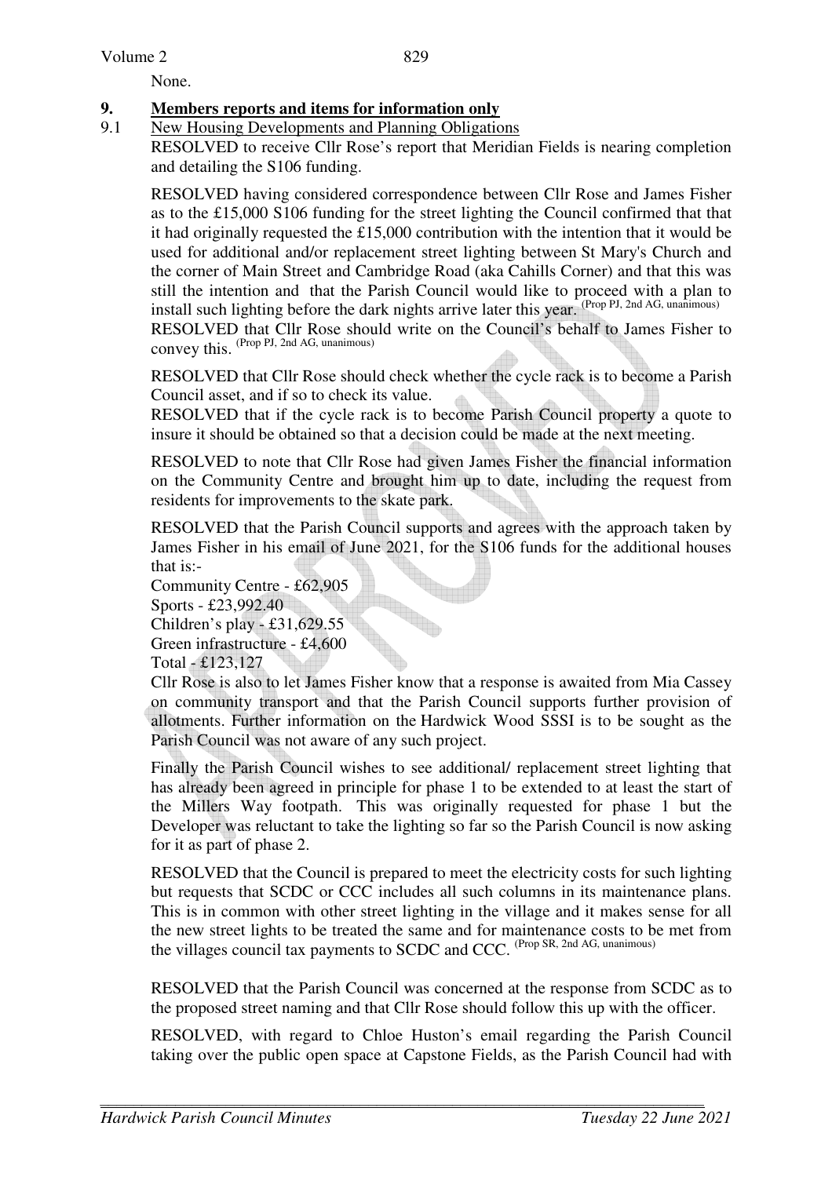None.

## 9. Members reports and items for information only

9.1 New Housing Developments and Planning Obligations

RESOLVED to receive Cllr Rose's report that Meridian Fields is nearing completion and detailing the S106 funding.

RESOLVED having considered correspondence between Cllr Rose and James Fisher as to the £15,000 S106 funding for the street lighting the Council confirmed that that it had originally requested the £15,000 contribution with the intention that it would be used for additional and/or replacement street lighting between St Mary's Church and the corner of Main Street and Cambridge Road (aka Cahills Corner) and that this was still the intention and that the Parish Council would like to proceed with a plan to install such lighting before the dark nights arrive later this year. (Prop PJ, 2nd AG, unanimous)

RESOLVED that Cllr Rose should write on the Council's behalf to James Fisher to convey this. (Prop PJ, 2nd AG, unanimous)

RESOLVED that Cllr Rose should check whether the cycle rack is to become a Parish Council asset, and if so to check its value.

RESOLVED that if the cycle rack is to become Parish Council property a quote to insure it should be obtained so that a decision could be made at the next meeting.

RESOLVED to note that Cllr Rose had given James Fisher the financial information on the Community Centre and brought him up to date, including the request from residents for improvements to the skate park.

RESOLVED that the Parish Council supports and agrees with the approach taken by James Fisher in his email of June 2021, for the S106 funds for the additional houses that is:-

Community Centre - £62,905
Sports - £23,992.40
Children's play - £31,629.55
Green infrastructure - £4,600
Total - £123,127

Cllr Rose is also to let James Fisher know that a response is awaited from Mia Cassey on community transport and that the Parish Council supports further provision of allotments. Further information on the Hardwick Wood SSSI is to be sought as the Parish Council was not aware of any such project.

Finally the Parish Council wishes to see additional/ replacement street lighting that has already been agreed in principle for phase 1 to be extended to at least the start of the Millers Way footpath. This was originally requested for phase 1 but the Developer was reluctant to take the lighting so far so the Parish Council is now asking for it as part of phase 2.

RESOLVED that the Council is prepared to meet the electricity costs for such lighting but requests that SCDC or CCC includes all such columns in its maintenance plans. This is in common with other street lighting in the village and it makes sense for all the new street lights to be treated the same and for maintenance costs to be met from the villages council tax payments to SCDC and CCC. (Prop SR, 2nd AG, unanimous)

RESOLVED that the Parish Council was concerned at the response from SCDC as to the proposed street naming and that Cllr Rose should follow this up with the officer.

RESOLVED, with regard to Chloe Huston's email regarding the Parish Council taking over the public open space at Capstone Fields, as the Parish Council had with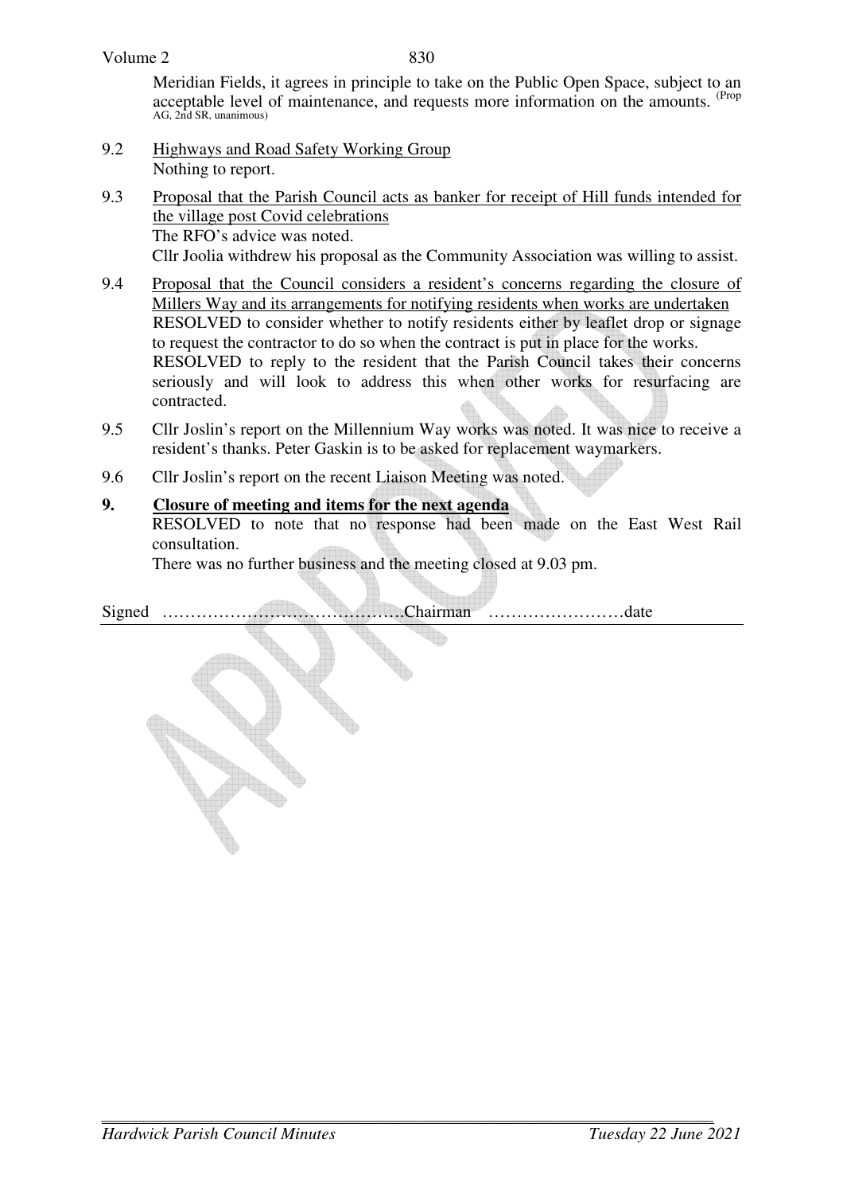Meridian Fields, it agrees in principle to take on the Public Open Space, subject to an acceptable level of maintenance, and requests more information on the amounts. (Prop AG, 2nd SR, unanimous)

9.2 Highways and Road Safety Working Group

Nothing to report.

9.3 Proposal that the Parish Council acts as banker for receipt of Hill funds intended for the village post Covid celebrations

The RFO's advice was noted.

Cllr Joolia withdrew his proposal as the Community Association was willing to assist.

9.4 Proposal that the Council considers a resident's concerns regarding the closure of Millers Way and its arrangements for notifying residents when works are undertaken

RESOLVED to consider whether to notify residents either by leaflet drop or signage to request the contractor to do so when the contract is put in place for the works.

RESOLVED to reply to the resident that the Parish Council takes their concerns seriously and will look to address this when other works for resurfacing are contracted.

9.5 Cllr Joslin's report on the Millennium Way works was noted. It was nice to receive a resident's thanks. Peter Gaskin is to be asked for replacement waymarkers.

9.6 Cllr Joslin's report on the recent Liaison Meeting was noted.

## 9. Closure of meeting and items for the next agenda

RESOLVED to note that no response had been made on the East West Rail consultation.

There was no further business and the meeting closed at 9.03 pm.

Signed …………………………………….Chairman ……………………date